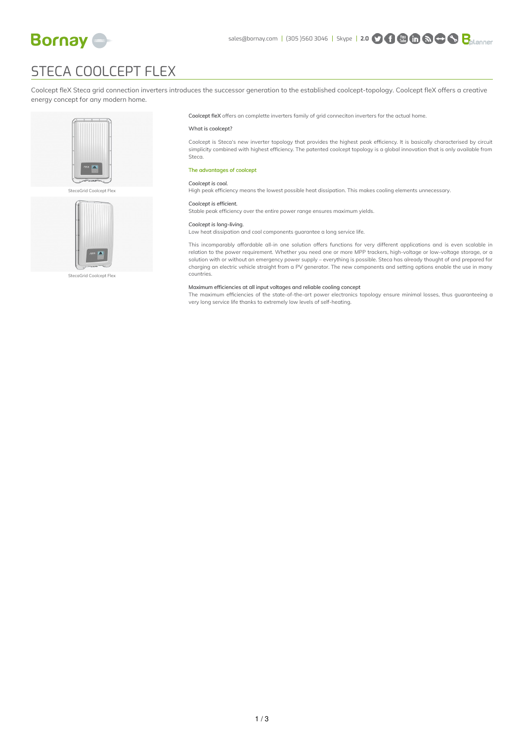# STECA COOLCEPT FLEX

Coolcept fleX Steca grid connection inverters introduces the successor generation to the established coolcept-topology. Coolcept fleX offers a creative energy concept for any modern home.

StecaGrid Coolcept Flex

StecaGrid Coolcept Flex

**Coolcept fleX** offers an complette inverters family of grid conneciton inverters for the actual home.

What is coolcept?

Coolcept is Steca's new inverter topology that provides the highest peak efficiency. It is basically characterised by circuit simplicity combined with highest efficiency. The patented coolcept topology is a global innovation that is only available from Steca.

## The advantages of coolcept

*Coolcept is cool.*
High peak efficiency means the lowest possible heat dissipation. This makes cooling elements unnecessary.

*Coolcept is efficient.*
Stable peak efficiency over the entire power range ensures maximum yields.

*Coolcept is long-living.*
Low heat dissipation and cool components guarantee a long service life.

This incomparably affordable all-in one solution offers functions for very different applications and is even scalable in relation to the power requirement. Whether you need one or more MPP trackers, high-voltage or low-voltage storage, or a solution with or without an emergency power supply – everything is possible. Steca has already thought of and prepared for charging an electric vehicle straight from a PV generator. The new components and setting options enable the use in many countries.

Maximum efficiencies at all input voltages and reliable cooling concept
The maximum efficiencies of the state-of-the-art power electronics topology ensure minimal losses, thus guaranteeing a very long service life thanks to extremely low levels of self-heating.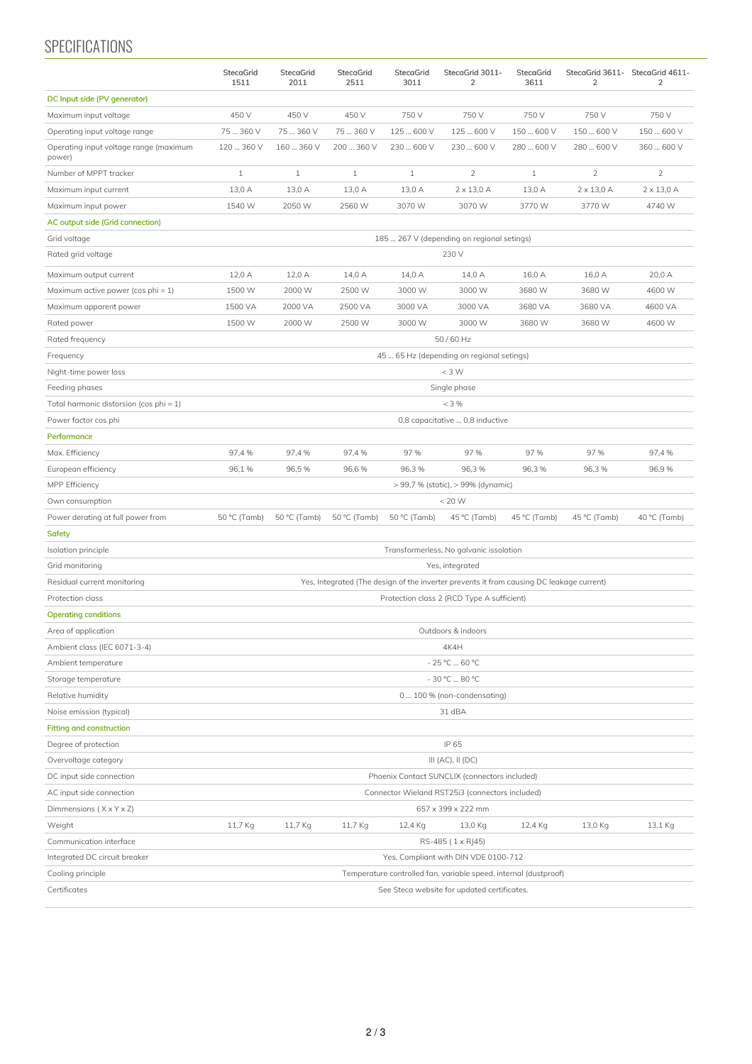# SPECIFICATIONS

| | StecaGrid 1511 | StecaGrid 2011 | StecaGrid 2511 | StecaGrid 3011 | StecaGrid 3011-2 | StecaGrid 3611 | StecaGrid 3611-2 | StecaGrid 4611-2 |
|---|---|---|---|---|---|---|---|---|
| **DC Input side (PV generator)** | | | | | | | | |
| Maximum input voltage | 450 V | 450 V | 450 V | 750 V | 750 V | 750 V | 750 V | 750 V |
| Operating input voltage range | 75 ... 360 V | 75 ... 360 V | 75 ... 360 V | 125 ... 600 V | 125 ... 600 V | 150 ... 600 V | 150 ... 600 V | 150 ... 600 V |
| Operating input voltage range (maximum power) | 120 ... 360 V | 160 ... 360 V | 200 ... 360 V | 230 ... 600 V | 230 ... 600 V | 280 ... 600 V | 280 ... 600 V | 360 ... 600 V |
| Number of MPPT tracker | 1 | 1 | 1 | 1 | 2 | 1 | 2 | 2 |
| Maximum input current | 13,0 A | 13,0 A | 13,0 A | 13,0 A | 2 x 13,0 A | 13,0 A | 2 x 13,0 A | 2 x 13,0 A |
| Maximum input power | 1540 W | 2050 W | 2560 W | 3070 W | 3070 W | 3770 W | 3770 W | 4740 W |
| **AC output side (Grid connection)** | | | | | | | | |
| Grid voltage | 185 ... 267 V (depending on regional setings) | | | | | | | |
| Rated grid voltage | 230 V | | | | | | | |
| Maximum output current | 12,0 A | 12,0 A | 14,0 A | 14,0 A | 14,0 A | 16,0 A | 16,0 A | 20,0 A |
| Maximum active power (cos phi = 1) | 1500 W | 2000 W | 2500 W | 3000 W | 3000 W | 3680 W | 3680 W | 4600 W |
| Maximum apparent power | 1500 VA | 2000 VA | 2500 VA | 3000 VA | 3000 VA | 3680 VA | 3680 VA | 4600 VA |
| Rated power | 1500 W | 2000 W | 2500 W | 3000 W | 3000 W | 3680 W | 3680 W | 4600 W |
| Rated frequency | 50 / 60 Hz | | | | | | | |
| Frequency | 45 ... 65 Hz (depending on regional setings) | | | | | | | |
| Night-time power loss | < 3 W | | | | | | | |
| Feeding phases | Single phase | | | | | | | |
| Total harmonic distorsion (cos phi = 1) | < 3 % | | | | | | | |
| Power factor cos phi | 0,8 capacitative ... 0,8 inductive | | | | | | | |
| **Performance** | | | | | | | | |
| Max. Efficiency | 97,4 % | 97,4 % | 97,4 % | 97 % | 97 % | 97 % | 97 % | 97,4 % |
| European efficiency | 96,1 % | 96,5 % | 96,6 % | 96,3 % | 96,3 % | 96,3 % | 96,3 % | 96,9 % |
| MPP Efficiency | > 99,7 % (static), > 99% (dynamic) | | | | | | | |
| Own consumption | < 20 W | | | | | | | |
| Power derating at full power from | 50 °C (Tamb) | 50 °C (Tamb) | 50 °C (Tamb) | 50 °C (Tamb) | 45 °C (Tamb) | 45 °C (Tamb) | 45 °C (Tamb) | 40 °C (Tamb) |
| **Safety** | | | | | | | | |
| Isolation principle | Transformerless, No galvanic issolation | | | | | | | |
| Grid monitoring | Yes, integrated | | | | | | | |
| Residual current monitoring | Yes, Integrated (The design of the inverter prevents it from causing DC leakage current) | | | | | | | |
| Protection class | Protection class 2 (RCD Type A sufficient) | | | | | | | |
| **Operating conditions** | | | | | | | | |
| Area of application | Outdoors & indoors | | | | | | | |
| Ambient class (IEC 6071-3-4) | 4K4H | | | | | | | |
| Ambient temperature | - 25 °C ... 60 °C | | | | | | | |
| Storage temperature | - 30 °C ... 80 °C | | | | | | | |
| Relative humidity | 0 ... 100 % (non-condensating) | | | | | | | |
| Noise emission (typical) | 31 dBA | | | | | | | |
| **Fitting and construction** | | | | | | | | |
| Degree of protection | IP 65 | | | | | | | |
| Overvoltage category | III (AC), II (DC) | | | | | | | |
| DC input side connection | Phoenix Contact SUNCLIX (connectors included) | | | | | | | |
| AC input side connection | Connector Wieland RST25i3 (connectors included) | | | | | | | |
| Dimmensions ( X x Y x Z) | 657 x 399 x 222 mm | | | | | | | |
| Weight | 11,7 Kg | 11,7 Kg | 11,7 Kg | 12,4 Kg | 13,0 Kg | 12,4 Kg | 13,0 Kg | 13,1 Kg |
| Communication interface | RS-485 ( 1 x RJ45) | | | | | | | |
| Integrated DC circuit breaker | Yes, Compliant with DIN VDE 0100-712 | | | | | | | |
| Cooling principle | Temperature controlled fan, variable speed, internal (dustproof) | | | | | | | |
| Certificates | See Steca website for updated certificates. | | | | | | | |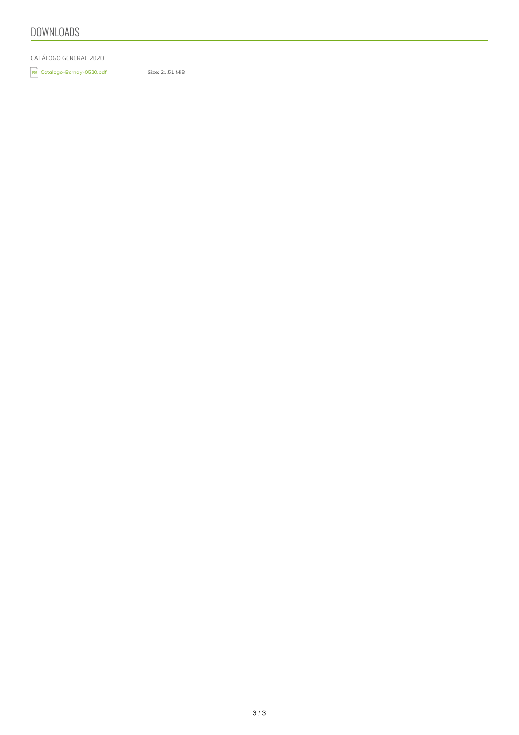## DOWNLOADS

CATÁLOGO GENERAL 2020

| | |
|---|---|
| Catalogo-Bornay-0520.pdf | Size: 21.51 MiB |